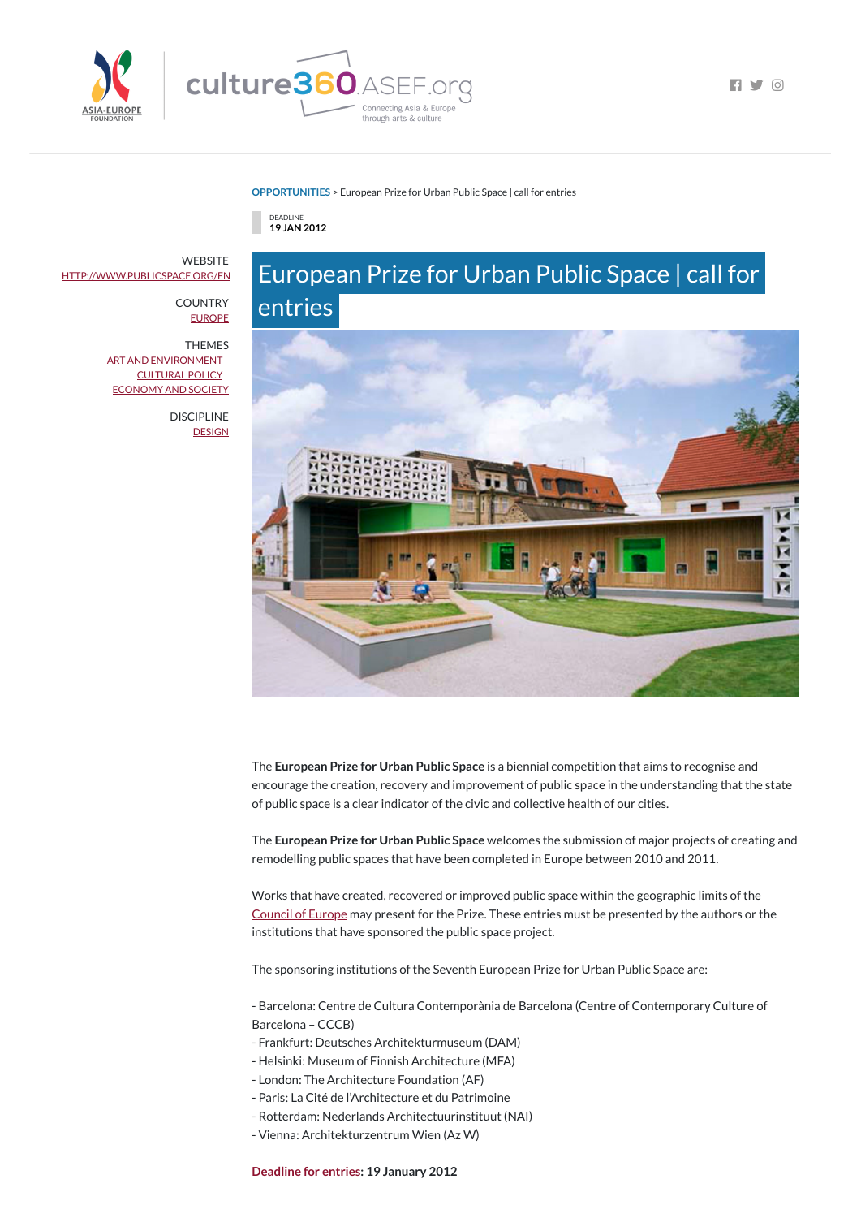OPPORTUNITIES > European Prize for Urban Public Space | call for entries

DEADLINE
**19 JAN 2012**

WEBSITE
HTTP://WWW.PUBLICSPACE.ORG/EN

COUNTRY
EUROPE

THEMES
ART AND ENVIRONMENT
CULTURAL POLICY
ECONOMY AND SOCIETY

DISCIPLINE
DESIGN

# European Prize for Urban Public Space | call for entries

The **European Prize for Urban Public Space** is a biennial competition that aims to recognise and encourage the creation, recovery and improvement of public space in the understanding that the state of public space is a clear indicator of the civic and collective health of our cities.

The **European Prize for Urban Public Space** welcomes the submission of major projects of creating and remodelling public spaces that have been completed in Europe between 2010 and 2011.

Works that have created, recovered or improved public space within the geographic limits of the Council of Europe may present for the Prize. These entries must be presented by the authors or the institutions that have sponsored the public space project.

The sponsoring institutions of the Seventh European Prize for Urban Public Space are:

- Barcelona: Centre de Cultura Contemporània de Barcelona (Centre of Contemporary Culture of Barcelona – CCCB)
- Frankfurt: Deutsches Architekturmuseum (DAM)
- Helsinki: Museum of Finnish Architecture (MFA)
- London: The Architecture Foundation (AF)
- Paris: La Cité de l'Architecture et du Patrimoine
- Rotterdam: Nederlands Architectuurinstituut (NAI)
- Vienna: Architekturzentrum Wien (Az W)

**Deadline for entries: 19 January 2012**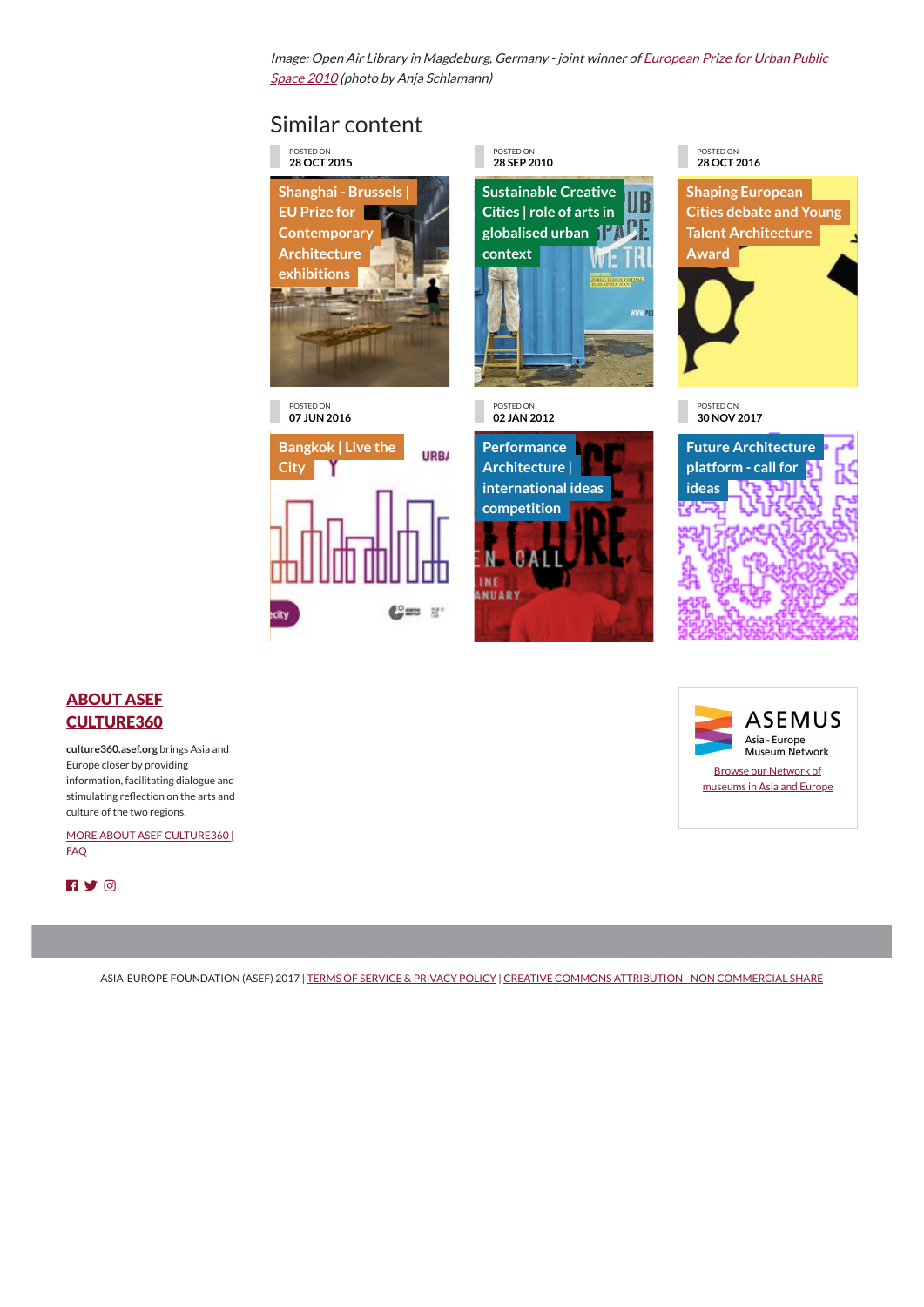*Image: Open Air Library in Magdeburg, Germany - joint winner of European Prize for Urban Public Space 2010 (photo by Anja Schlamann)*

## Similar content

POSTED ON
**28 OCT 2015**

Shanghai - Brussels | EU Prize for Contemporary Architecture exhibitions

POSTED ON
**28 SEP 2010**

Sustainable Creative Cities | role of arts in globalised urban context

POSTED ON
**28 OCT 2016**

Shaping European Cities debate and Young Talent Architecture Award

POSTED ON
**07 JUN 2016**

Bangkok | Live the City

POSTED ON
**02 JAN 2012**

Performance Architecture | international ideas competition

POSTED ON
**30 NOV 2017**

Future Architecture platform - call for ideas

## ABOUT ASEF CULTURE360

**culture360.asef.org** brings Asia and Europe closer by providing information, facilitating dialogue and stimulating reflection on the arts and culture of the two regions.

MORE ABOUT ASEF CULTURE360 | FAQ

ASEMUS
Asia - Europe Museum Network

Browse our Network of museums in Asia and Europe

ASIA-EUROPE FOUNDATION (ASEF) 2017 | TERMS OF SERVICE & PRIVACY POLICY | CREATIVE COMMONS ATTRIBUTION - NON COMMERCIAL SHARE